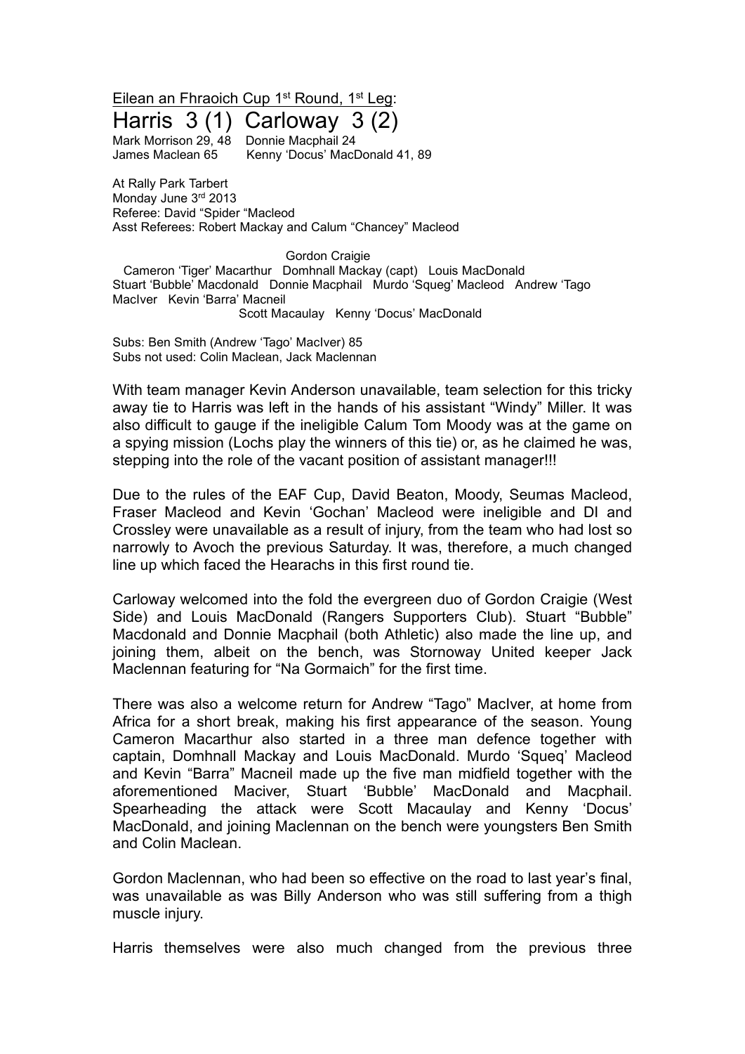Eilean an Fhraoich Cup 1st Round, 1st Leg:

# Harris 3 (1) Carloway 3 (2)

Mark Morrison 29, 48 Donnie Macphail 24
James Maclean 65 Kenny 'Docus' MacDonald 41, 89

At Rally Park Tarbert
Monday June 3rd 2013
Referee: David "Spider "Macleod
Asst Referees: Robert Mackay and Calum "Chancey" Macleod

Gordon Craigie
Cameron 'Tiger' Macarthur Domhnall Mackay (capt) Louis MacDonald
Stuart 'Bubble' Macdonald Donnie Macphail Murdo 'Squeg' Macleod Andrew 'Tago MacIver Kevin 'Barra' Macneil
Scott Macaulay Kenny 'Docus' MacDonald

Subs: Ben Smith (Andrew 'Tago' MacIver) 85
Subs not used: Colin Maclean, Jack Maclennan

With team manager Kevin Anderson unavailable, team selection for this tricky away tie to Harris was left in the hands of his assistant "Windy" Miller. It was also difficult to gauge if the ineligible Calum Tom Moody was at the game on a spying mission (Lochs play the winners of this tie) or, as he claimed he was, stepping into the role of the vacant position of assistant manager!!!

Due to the rules of the EAF Cup, David Beaton, Moody, Seumas Macleod, Fraser Macleod and Kevin 'Gochan' Macleod were ineligible and DI and Crossley were unavailable as a result of injury, from the team who had lost so narrowly to Avoch the previous Saturday. It was, therefore, a much changed line up which faced the Hearachs in this first round tie.

Carloway welcomed into the fold the evergreen duo of Gordon Craigie (West Side) and Louis MacDonald (Rangers Supporters Club). Stuart "Bubble" Macdonald and Donnie Macphail (both Athletic) also made the line up, and joining them, albeit on the bench, was Stornoway United keeper Jack Maclennan featuring for "Na Gormaich" for the first time.

There was also a welcome return for Andrew "Tago" MacIver, at home from Africa for a short break, making his first appearance of the season. Young Cameron Macarthur also started in a three man defence together with captain, Domhnall Mackay and Louis MacDonald. Murdo 'Squeq' Macleod and Kevin "Barra" Macneil made up the five man midfield together with the aforementioned Maciver, Stuart 'Bubble' MacDonald and Macphail. Spearheading the attack were Scott Macaulay and Kenny 'Docus' MacDonald, and joining Maclennan on the bench were youngsters Ben Smith and Colin Maclean.

Gordon Maclennan, who had been so effective on the road to last year's final, was unavailable as was Billy Anderson who was still suffering from a thigh muscle injury.

Harris themselves were also much changed from the previous three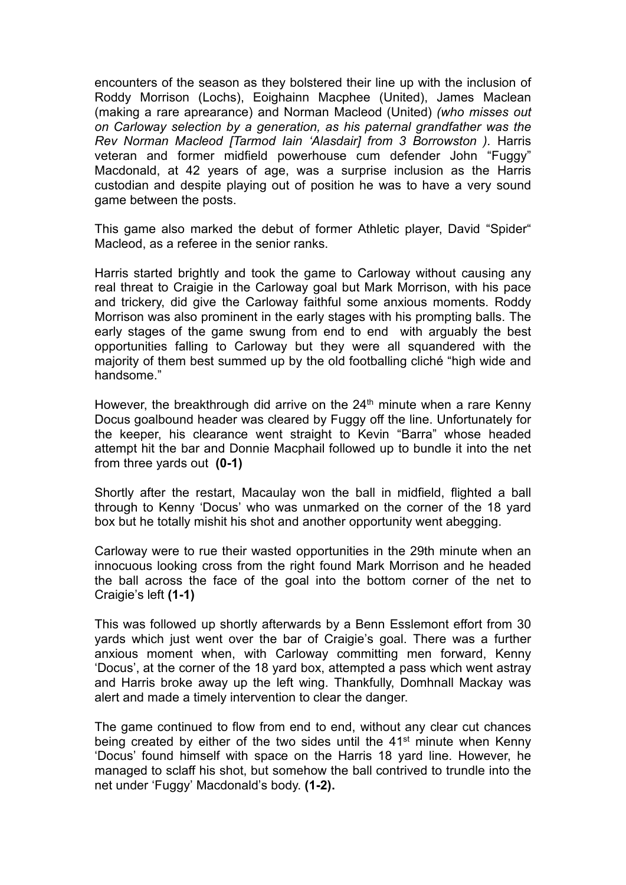encounters of the season as they bolstered their line up with the inclusion of Roddy Morrison (Lochs), Eoighainn Macphee (United), James Maclean (making a rare aprearance) and Norman Macleod (United) *(who misses out on Carloway selection by a generation, as his paternal grandfather was the Rev Norman Macleod [Tarmod Iain 'Alasdair] from 3 Borrowston ).* Harris veteran and former midfield powerhouse cum defender John "Fuggy" Macdonald, at 42 years of age, was a surprise inclusion as the Harris custodian and despite playing out of position he was to have a very sound game between the posts.

This game also marked the debut of former Athletic player, David "Spider" Macleod, as a referee in the senior ranks.

Harris started brightly and took the game to Carloway without causing any real threat to Craigie in the Carloway goal but Mark Morrison, with his pace and trickery, did give the Carloway faithful some anxious moments. Roddy Morrison was also prominent in the early stages with his prompting balls. The early stages of the game swung from end to end with arguably the best opportunities falling to Carloway but they were all squandered with the majority of them best summed up by the old footballing cliché "high wide and handsome."

However, the breakthrough did arrive on the 24th minute when a rare Kenny Docus goalbound header was cleared by Fuggy off the line. Unfortunately for the keeper, his clearance went straight to Kevin "Barra" whose headed attempt hit the bar and Donnie Macphail followed up to bundle it into the net from three yards out **(0-1)**

Shortly after the restart, Macaulay won the ball in midfield, flighted a ball through to Kenny 'Docus' who was unmarked on the corner of the 18 yard box but he totally mishit his shot and another opportunity went abegging.

Carloway were to rue their wasted opportunities in the 29th minute when an innocuous looking cross from the right found Mark Morrison and he headed the ball across the face of the goal into the bottom corner of the net to Craigie's left **(1-1)**

This was followed up shortly afterwards by a Benn Esslemont effort from 30 yards which just went over the bar of Craigie's goal. There was a further anxious moment when, with Carloway committing men forward, Kenny 'Docus', at the corner of the 18 yard box, attempted a pass which went astray and Harris broke away up the left wing. Thankfully, Domhnall Mackay was alert and made a timely intervention to clear the danger.

The game continued to flow from end to end, without any clear cut chances being created by either of the two sides until the 41st minute when Kenny 'Docus' found himself with space on the Harris 18 yard line. However, he managed to sclaff his shot, but somehow the ball contrived to trundle into the net under 'Fuggy' Macdonald's body. **(1-2).**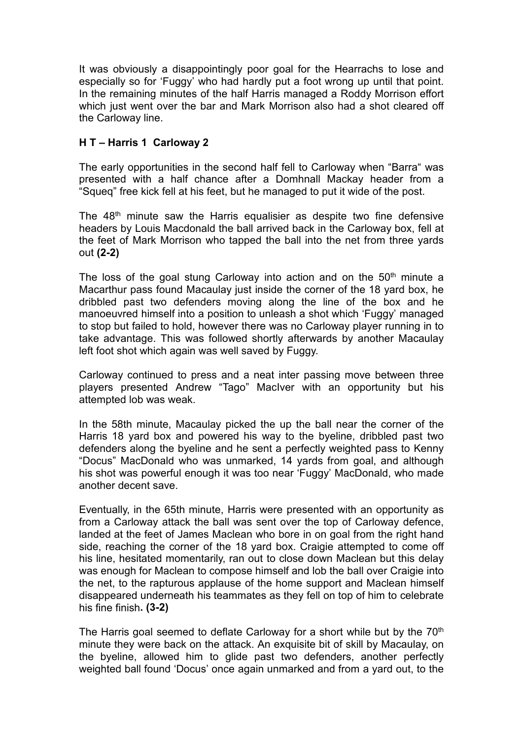It was obviously a disappointingly poor goal for the Hearrachs to lose and especially so for 'Fuggy' who had hardly put a foot wrong up until that point. In the remaining minutes of the half Harris managed a Roddy Morrison effort which just went over the bar and Mark Morrison also had a shot cleared off the Carloway line.

**H T – Harris 1 Carloway 2**

The early opportunities in the second half fell to Carloway when "Barra" was presented with a half chance after a Domhnall Mackay header from a "Squeq" free kick fell at his feet, but he managed to put it wide of the post.

The 48th minute saw the Harris equalisier as despite two fine defensive headers by Louis Macdonald the ball arrived back in the Carloway box, fell at the feet of Mark Morrison who tapped the ball into the net from three yards out **(2-2)**

The loss of the goal stung Carloway into action and on the 50th minute a Macarthur pass found Macaulay just inside the corner of the 18 yard box, he dribbled past two defenders moving along the line of the box and he manoeuvred himself into a position to unleash a shot which 'Fuggy' managed to stop but failed to hold, however there was no Carloway player running in to take advantage. This was followed shortly afterwards by another Macaulay left foot shot which again was well saved by Fuggy.

Carloway continued to press and a neat inter passing move between three players presented Andrew "Tago" MacIver with an opportunity but his attempted lob was weak.

In the 58th minute, Macaulay picked the up the ball near the corner of the Harris 18 yard box and powered his way to the byeline, dribbled past two defenders along the byeline and he sent a perfectly weighted pass to Kenny "Docus" MacDonald who was unmarked, 14 yards from goal, and although his shot was powerful enough it was too near 'Fuggy' MacDonald, who made another decent save.

Eventually, in the 65th minute, Harris were presented with an opportunity as from a Carloway attack the ball was sent over the top of Carloway defence, landed at the feet of James Maclean who bore in on goal from the right hand side, reaching the corner of the 18 yard box. Craigie attempted to come off his line, hesitated momentarily, ran out to close down Maclean but this delay was enough for Maclean to compose himself and lob the ball over Craigie into the net, to the rapturous applause of the home support and Maclean himself disappeared underneath his teammates as they fell on top of him to celebrate his fine finish**. (3-2)**

The Harris goal seemed to deflate Carloway for a short while but by the 70th minute they were back on the attack. An exquisite bit of skill by Macaulay, on the byeline, allowed him to glide past two defenders, another perfectly weighted ball found 'Docus' once again unmarked and from a yard out, to the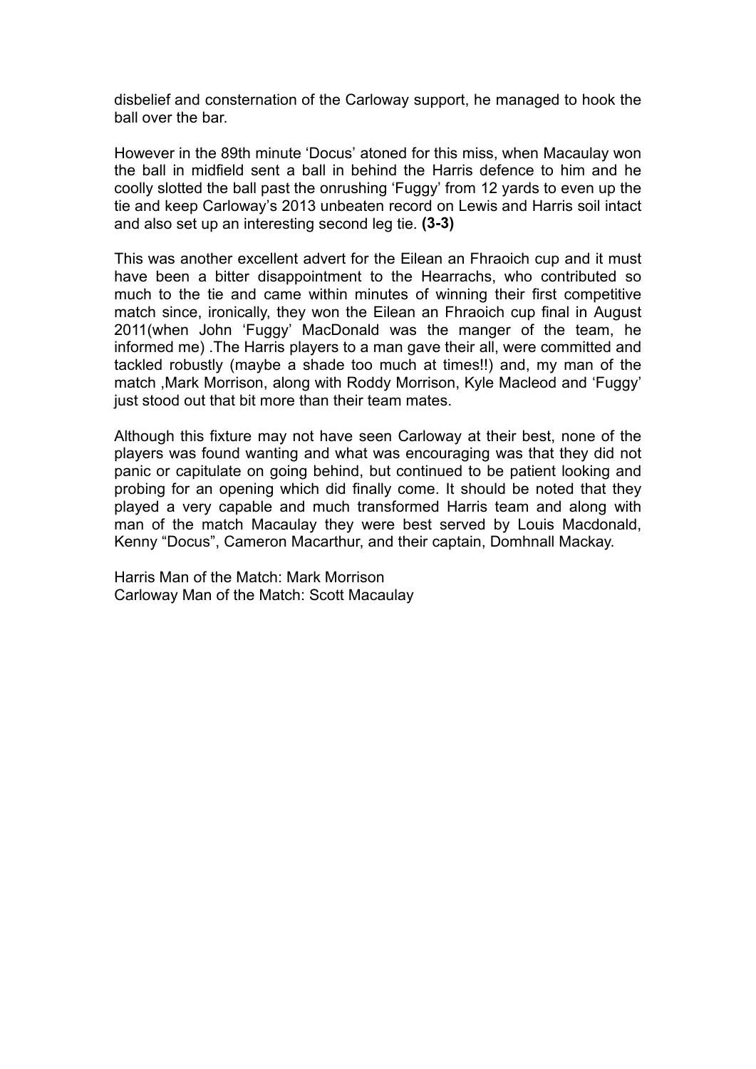disbelief and consternation of the Carloway support, he managed to hook the ball over the bar.

However in the 89th minute 'Docus' atoned for this miss, when Macaulay won the ball in midfield sent a ball in behind the Harris defence to him and he coolly slotted the ball past the onrushing 'Fuggy' from 12 yards to even up the tie and keep Carloway's 2013 unbeaten record on Lewis and Harris soil intact and also set up an interesting second leg tie. **(3-3)**

This was another excellent advert for the Eilean an Fhraoich cup and it must have been a bitter disappointment to the Hearrachs, who contributed so much to the tie and came within minutes of winning their first competitive match since, ironically, they won the Eilean an Fhraoich cup final in August 2011(when John 'Fuggy' MacDonald was the manger of the team, he informed me) .The Harris players to a man gave their all, were committed and tackled robustly (maybe a shade too much at times!!) and, my man of the match ,Mark Morrison, along with Roddy Morrison, Kyle Macleod and 'Fuggy' just stood out that bit more than their team mates.

Although this fixture may not have seen Carloway at their best, none of the players was found wanting and what was encouraging was that they did not panic or capitulate on going behind, but continued to be patient looking and probing for an opening which did finally come. It should be noted that they played a very capable and much transformed Harris team and along with man of the match Macaulay they were best served by Louis Macdonald, Kenny "Docus", Cameron Macarthur, and their captain, Domhnall Mackay.

Harris Man of the Match: Mark Morrison
Carloway Man of the Match: Scott Macaulay